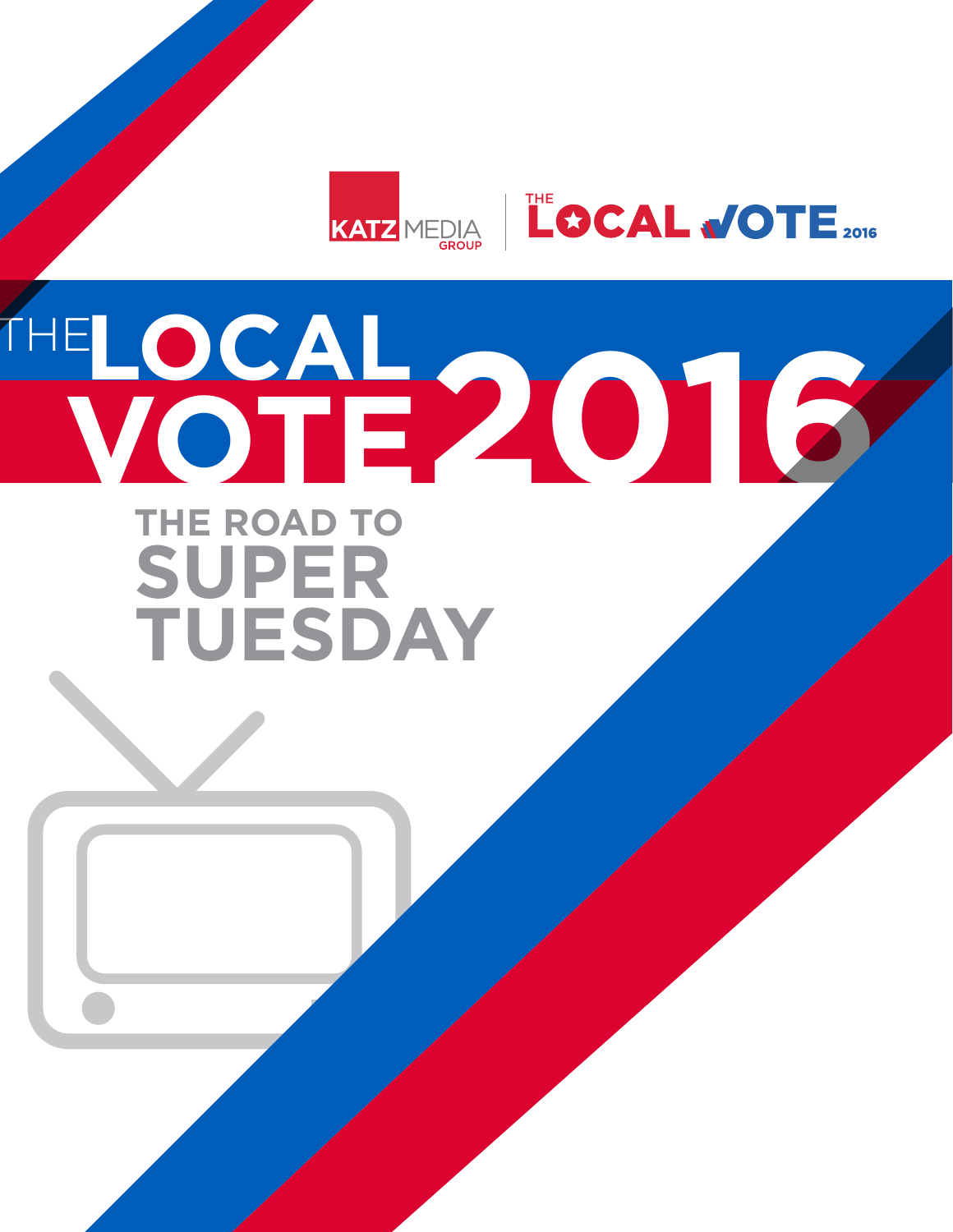KATZ MEDIA GROUP | THE LOCAL VOTE 2016

# THE LOCAL VOTE 2016

## THE ROAD TO SUPER TUESDAY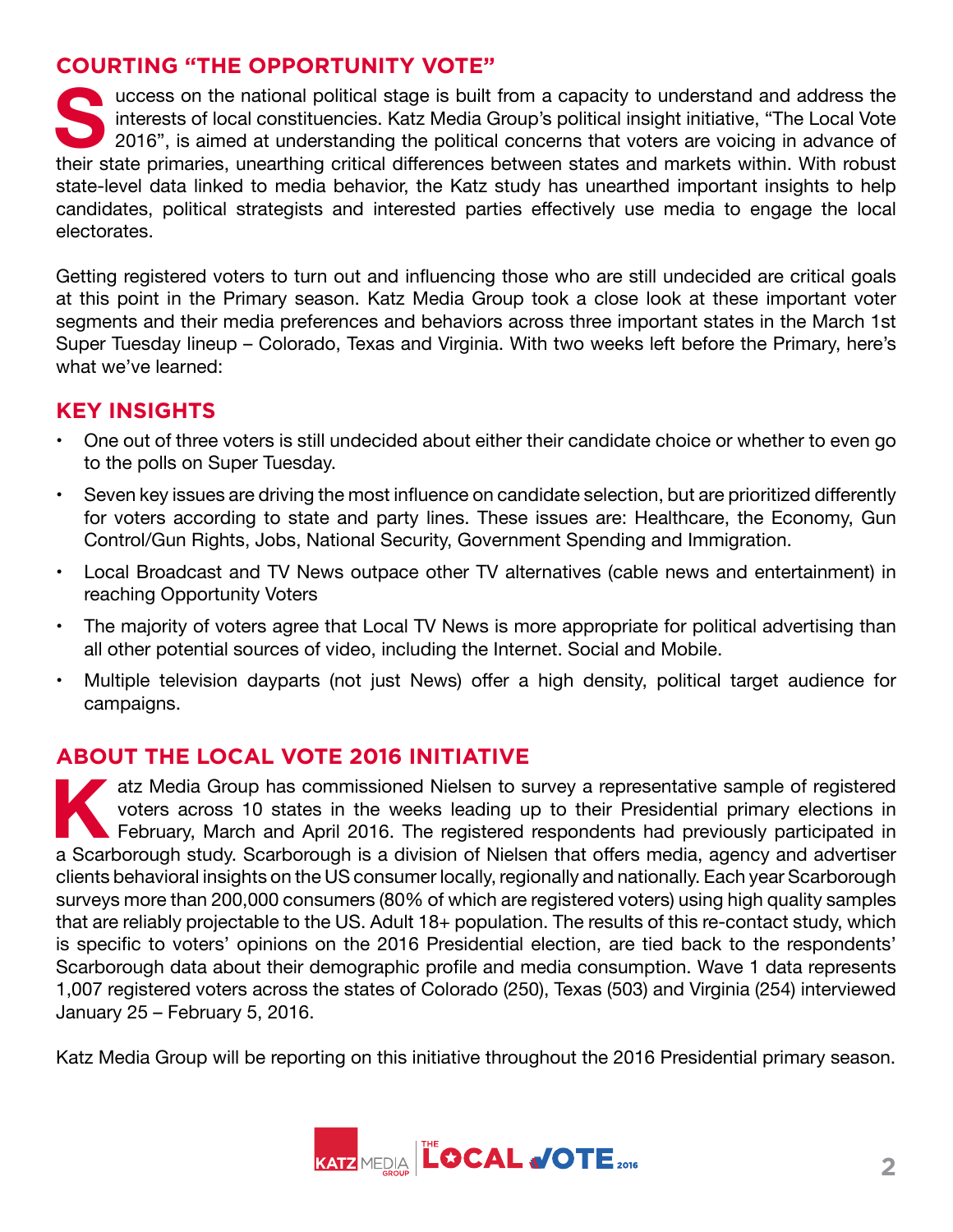## COURTING "THE OPPORTUNITY VOTE"

Success on the national political stage is built from a capacity to understand and address the interests of local constituencies. Katz Media Group's political insight initiative, "The Local Vote 2016", is aimed at understanding the political concerns that voters are voicing in advance of their state primaries, unearthing critical differences between states and markets within. With robust state-level data linked to media behavior, the Katz study has unearthed important insights to help candidates, political strategists and interested parties effectively use media to engage the local electorates.

Getting registered voters to turn out and influencing those who are still undecided are critical goals at this point in the Primary season. Katz Media Group took a close look at these important voter segments and their media preferences and behaviors across three important states in the March 1st Super Tuesday lineup – Colorado, Texas and Virginia. With two weeks left before the Primary, here's what we've learned:

## KEY INSIGHTS

- One out of three voters is still undecided about either their candidate choice or whether to even go to the polls on Super Tuesday.
- Seven key issues are driving the most influence on candidate selection, but are prioritized differently for voters according to state and party lines. These issues are: Healthcare, the Economy, Gun Control/Gun Rights, Jobs, National Security, Government Spending and Immigration.
- Local Broadcast and TV News outpace other TV alternatives (cable news and entertainment) in reaching Opportunity Voters
- The majority of voters agree that Local TV News is more appropriate for political advertising than all other potential sources of video, including the Internet. Social and Mobile.
- Multiple television dayparts (not just News) offer a high density, political target audience for campaigns.

## ABOUT THE LOCAL VOTE 2016 INITIATIVE

Katz Media Group has commissioned Nielsen to survey a representative sample of registered voters across 10 states in the weeks leading up to their Presidential primary elections in February, March and April 2016. The registered respondents had previously participated in a Scarborough study. Scarborough is a division of Nielsen that offers media, agency and advertiser clients behavioral insights on the US consumer locally, regionally and nationally. Each year Scarborough surveys more than 200,000 consumers (80% of which are registered voters) using high quality samples that are reliably projectable to the US. Adult 18+ population. The results of this re-contact study, which is specific to voters' opinions on the 2016 Presidential election, are tied back to the respondents' Scarborough data about their demographic profile and media consumption. Wave 1 data represents 1,007 registered voters across the states of Colorado (250), Texas (503) and Virginia (254) interviewed January 25 – February 5, 2016.

Katz Media Group will be reporting on this initiative throughout the 2016 Presidential primary season.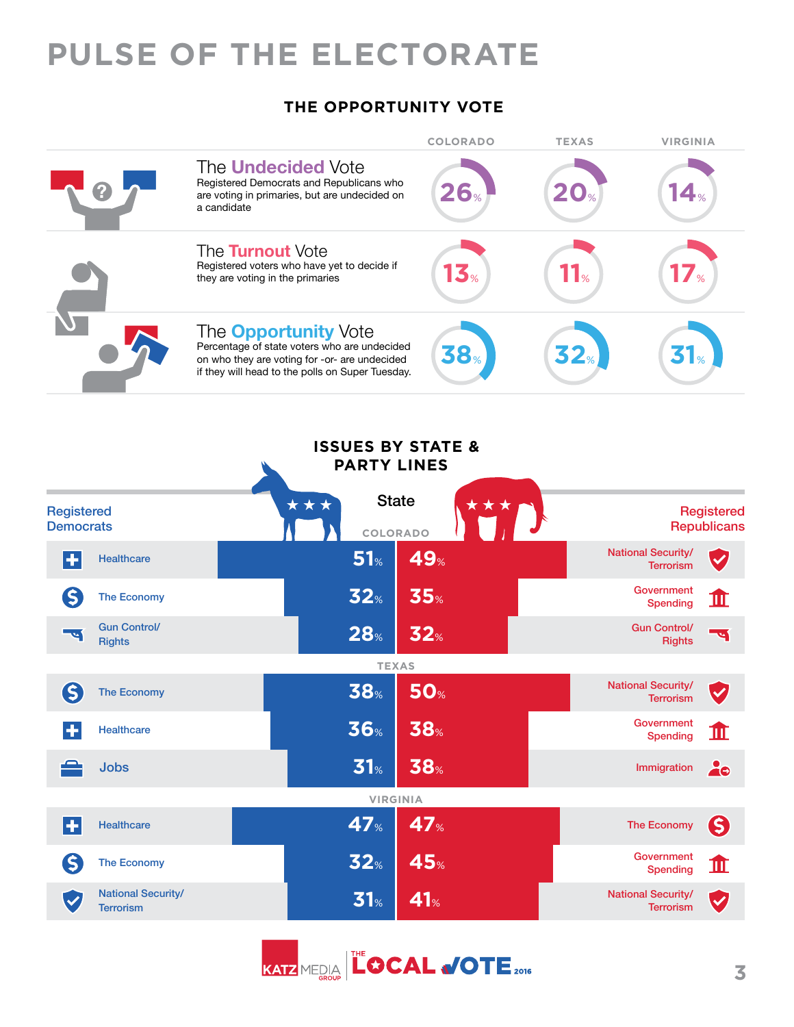# PULSE OF THE ELECTORATE

## THE OPPORTUNITY VOTE

COLORADO

TEXAS

VIRGINIA

### The Undecided Vote

Registered Democrats and Republicans who are voting in primaries, but are undecided on a candidate

26%

20%

14%

### The Turnout Vote

Registered voters who have yet to decide if they are voting in the primaries

13%

11%

17%

### The Opportunity Vote

Percentage of state voters who are undecided on who they are voting for -or- are undecided if they will head to the polls on Super Tuesday.

38%

32%

31%

## ISSUES BY STATE & PARTY LINES

Registered Democrats

State

Registered Republicans

COLORADO

Healthcare 51%

49% National Security/ Terrorism

The Economy 32%

35% Government Spending

Gun Control/ Rights 28%

32% Gun Control/ Rights

TEXAS

The Economy 38%

50% National Security/ Terrorism

Healthcare 36%

38% Government Spending

Jobs 31%

38% Immigration

VIRGINIA

Healthcare 47%

47% The Economy

The Economy 32%

45% Government Spending

National Security/ Terrorism 31%

41% National Security/ Terrorism

KATZ MEDIA GROUP | THE LOCAL VOTE 2016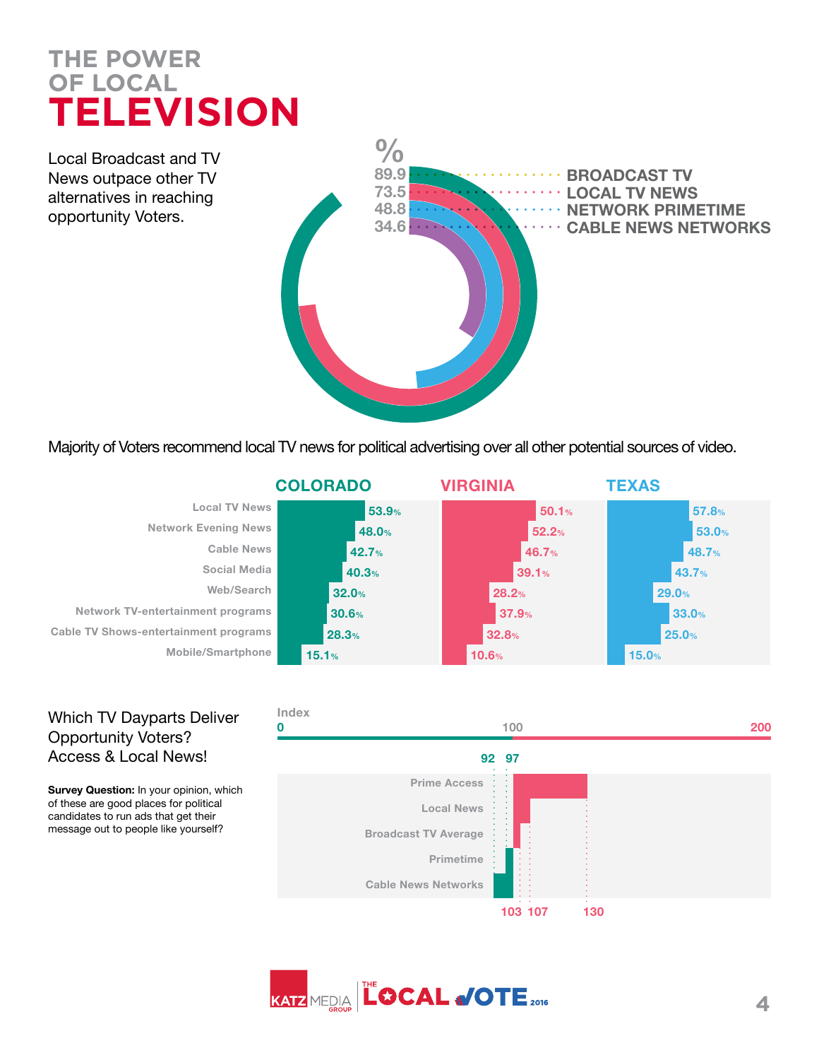# THE POWER OF LOCAL TELEVISION

Local Broadcast and TV News outpace other TV alternatives in reaching opportunity Voters.

%

89.9 BROADCAST TV

73.5 LOCAL TV NEWS

48.8 NETWORK PRIMETIME

34.6 CABLE NEWS NETWORKS

Majority of Voters recommend local TV news for political advertising over all other potential sources of video.

COLORADO

Local TV News 53.9%

Network Evening News 48.0%

Cable News 42.7%

Social Media 40.3%

Web/Search 32.0%

Network TV-entertainment programs 30.6%

Cable TV Shows-entertainment programs 28.3%

Mobile/Smartphone 15.1%

VIRGINIA

Local TV News 50.1%

Network Evening News 52.2%

Cable News 46.7%

Social Media 39.1%

Web/Search 28.2%

Network TV-entertainment programs 37.9%

Cable TV Shows-entertainment programs 32.8%

Mobile/Smartphone 10.6%

TEXAS

Local TV News 57.8%

Network Evening News 53.0%

Cable News 48.7%

Social Media 43.7%

Web/Search 29.0%

Network TV-entertainment programs 33.0%

Cable TV Shows-entertainment programs 25.0%

Mobile/Smartphone 15.0%

## Which TV Dayparts Deliver Opportunity Voters? Access & Local News!

**Survey Question:** In your opinion, which of these are good places for political candidates to run ads that get their message out to people like yourself?

Index

0 100 200

92 97

Prime Access

Local News

Broadcast TV Average

Primetime

Cable News Networks

103 107 130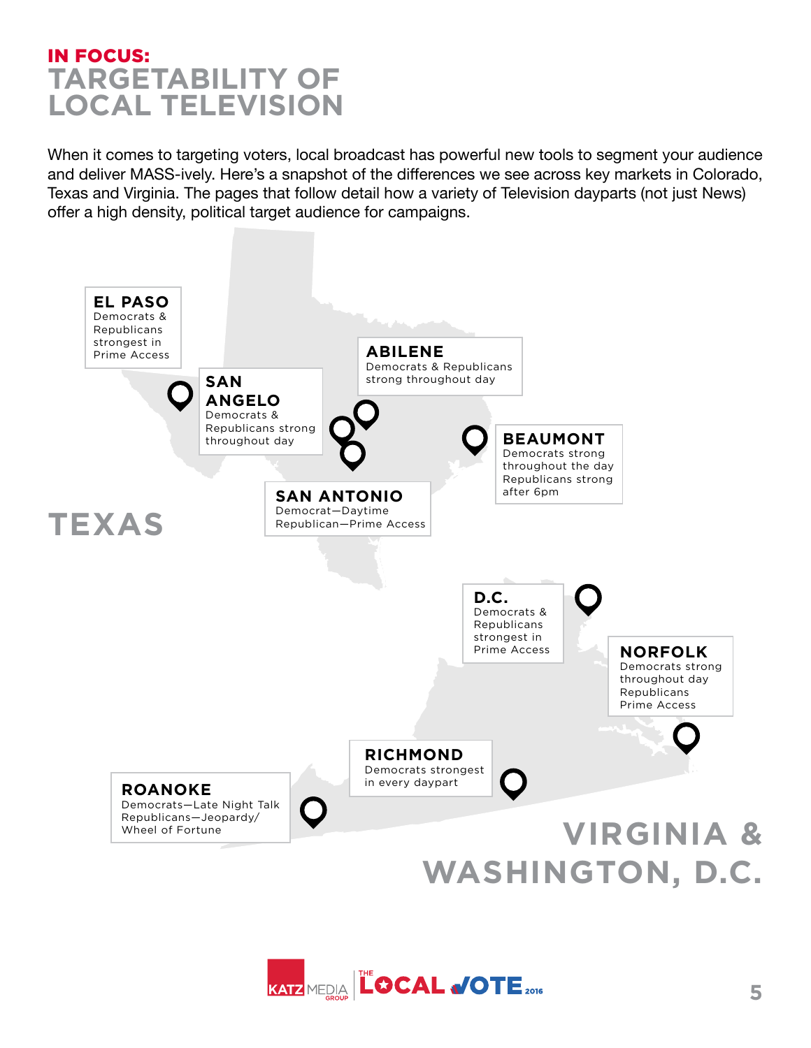## IN FOCUS:

# TARGETABILITY OF LOCAL TELEVISION

When it comes to targeting voters, local broadcast has powerful new tools to segment your audience and deliver MASS-ively. Here's a snapshot of the differences we see across key markets in Colorado, Texas and Virginia. The pages that follow detail how a variety of Television dayparts (not just News) offer a high density, political target audience for campaigns.

## TEXAS

**EL PASO**
Democrats & Republicans strongest in Prime Access

**SAN ANGELO**
Democrats & Republicans strong throughout day

**ABILENE**
Democrats & Republicans strong throughout day

**BEAUMONT**
Democrats strong throughout the day
Republicans strong after 6pm

**SAN ANTONIO**
Democrat—Daytime
Republican—Prime Access

## VIRGINIA & WASHINGTON, D.C.

**D.C.**
Democrats & Republicans strongest in Prime Access

**NORFOLK**
Democrats strong throughout day
Republicans Prime Access

**RICHMOND**
Democrats strongest in every daypart

**ROANOKE**
Democrats—Late Night Talk
Republicans—Jeopardy/Wheel of Fortune

KATZ MEDIA GROUP | THE LOCAL VOTE 2016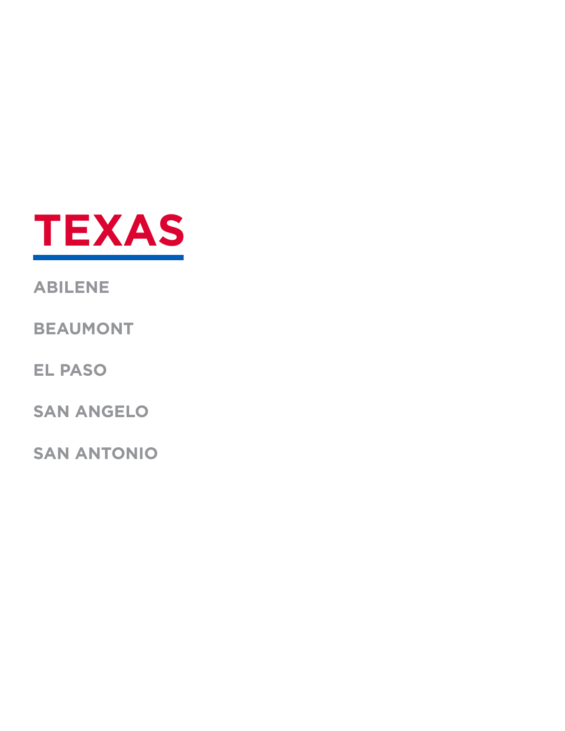# TEXAS

ABILENE

BEAUMONT

EL PASO

SAN ANGELO

SAN ANTONIO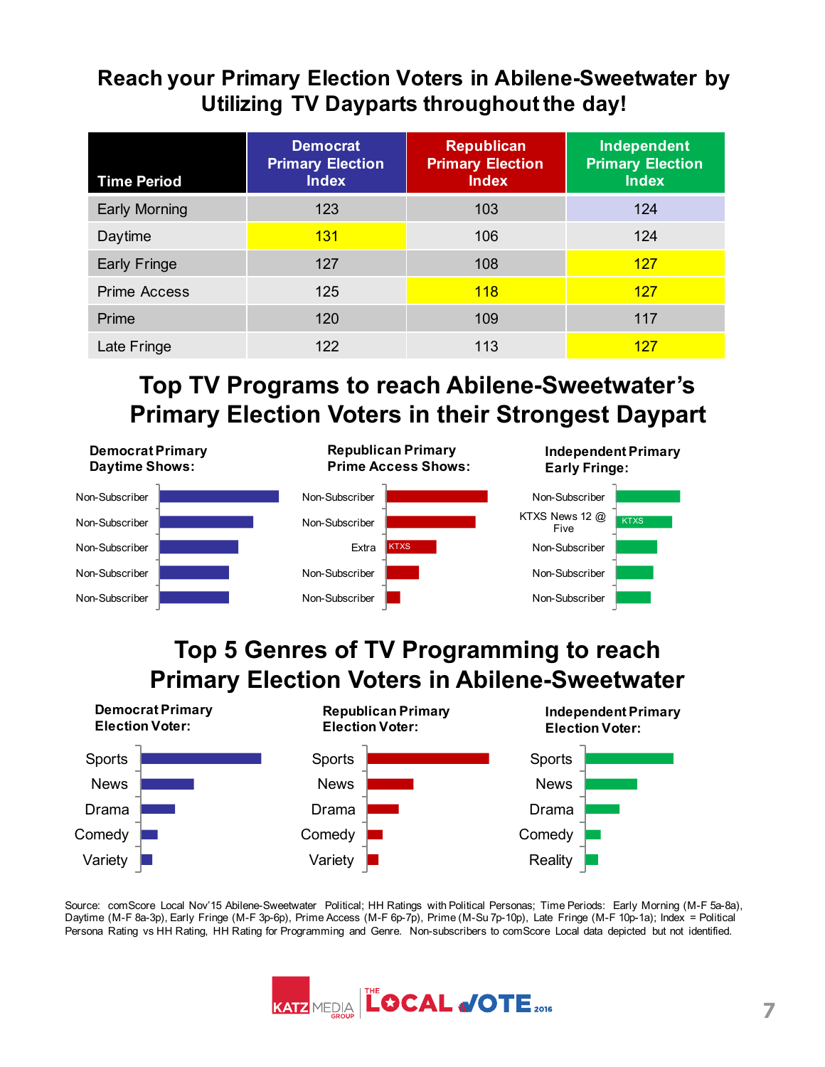# Reach your Primary Election Voters in Abilene-Sweetwater by Utilizing TV Dayparts throughout the day!

| Time Period | Democrat Primary Election Index | Republican Primary Election Index | Independent Primary Election Index |
|---|---|---|---|
| Early Morning | 123 | 103 | 124 |
| Daytime | 131 | 106 | 124 |
| Early Fringe | 127 | 108 | 127 |
| Prime Access | 125 | 118 | 127 |
| Prime | 120 | 109 | 117 |
| Late Fringe | 122 | 113 | 127 |

# Top TV Programs to reach Abilene-Sweetwater's Primary Election Voters in their Strongest Daypart

**Democrat Primary Daytime Shows:**

Non-Subscriber
Non-Subscriber
Non-Subscriber
Non-Subscriber
Non-Subscriber

**Republican Primary Prime Access Shows:**

Non-Subscriber
Non-Subscriber
Extra — KTXS
Non-Subscriber
Non-Subscriber

**Independent Primary Early Fringe:**

Non-Subscriber
KTXS News 12 @ Five — KTXS
Non-Subscriber
Non-Subscriber
Non-Subscriber

# Top 5 Genres of TV Programming to reach Primary Election Voters in Abilene-Sweetwater

**Democrat Primary Election Voter:**

Sports
News
Drama
Comedy
Variety

**Republican Primary Election Voter:**

Sports
News
Drama
Comedy
Variety

**Independent Primary Election Voter:**

Sports
News
Drama
Comedy
Reality

Source: comScore Local Nov'15 Abilene-Sweetwater Political; HH Ratings with Political Personas; Time Periods: Early Morning (M-F 5a-8a), Daytime (M-F 8a-3p), Early Fringe (M-F 3p-6p), Prime Access (M-F 6p-7p), Prime (M-Su 7p-10p), Late Fringe (M-F 10p-1a); Index = Political Persona Rating vs HH Rating, HH Rating for Programming and Genre. Non-subscribers to comScore Local data depicted but not identified.

KATZ MEDIA GROUP | THE LOCAL VOTE 2016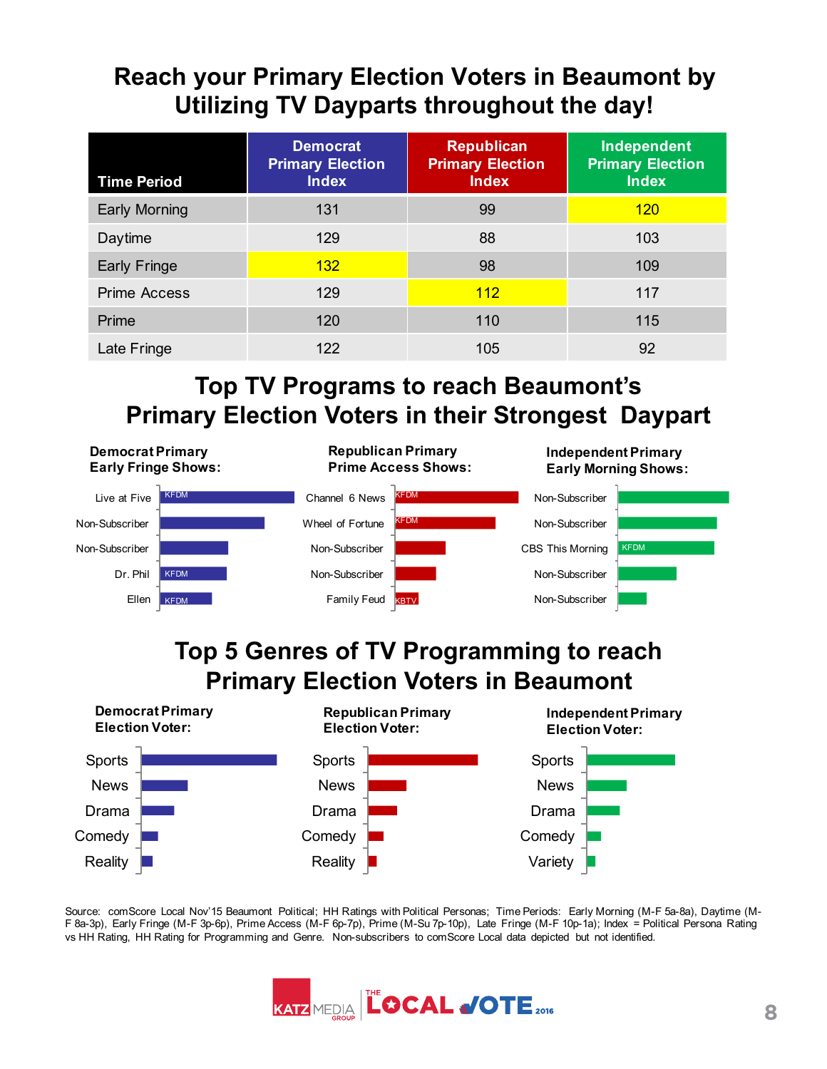# Reach your Primary Election Voters in Beaumont by Utilizing TV Dayparts throughout the day!

| Time Period | Democrat Primary Election Index | Republican Primary Election Index | Independent Primary Election Index |
|---|---|---|---|
| Early Morning | 131 | 99 | 120 |
| Daytime | 129 | 88 | 103 |
| Early Fringe | 132 | 98 | 109 |
| Prime Access | 129 | 112 | 117 |
| Prime | 120 | 110 | 115 |
| Late Fringe | 122 | 105 | 92 |

# Top TV Programs to reach Beaumont's Primary Election Voters in their Strongest Daypart

**Democrat Primary Early Fringe Shows:**

Live at Five KFDM
Non-Subscriber
Non-Subscriber
Dr. Phil KFDM
Ellen KFDM

**Republican Primary Prime Access Shows:**

Channel 6 News KFDM
Wheel of Fortune KFDM
Non-Subscriber
Non-Subscriber
Family Feud KBTV

**Independent Primary Early Morning Shows:**

Non-Subscriber
Non-Subscriber
CBS This Morning KFDM
Non-Subscriber
Non-Subscriber

# Top 5 Genres of TV Programming to reach Primary Election Voters in Beaumont

**Democrat Primary Election Voter:**

Sports
News
Drama
Comedy
Reality

**Republican Primary Election Voter:**

Sports
News
Drama
Comedy
Reality

**Independent Primary Election Voter:**

Sports
News
Drama
Comedy
Variety

Source: comScore Local Nov'15 Beaumont Political; HH Ratings with Political Personas; Time Periods: Early Morning (M-F 5a-8a), Daytime (M-F 8a-3p), Early Fringe (M-F 3p-6p), Prime Access (M-F 6p-7p), Prime (M-Su 7p-10p), Late Fringe (M-F 10p-1a); Index = Political Persona Rating vs HH Rating, HH Rating for Programming and Genre. Non-subscribers to comScore Local data depicted but not identified.

KATZ MEDIA GROUP | THE LOCAL VOTE 2016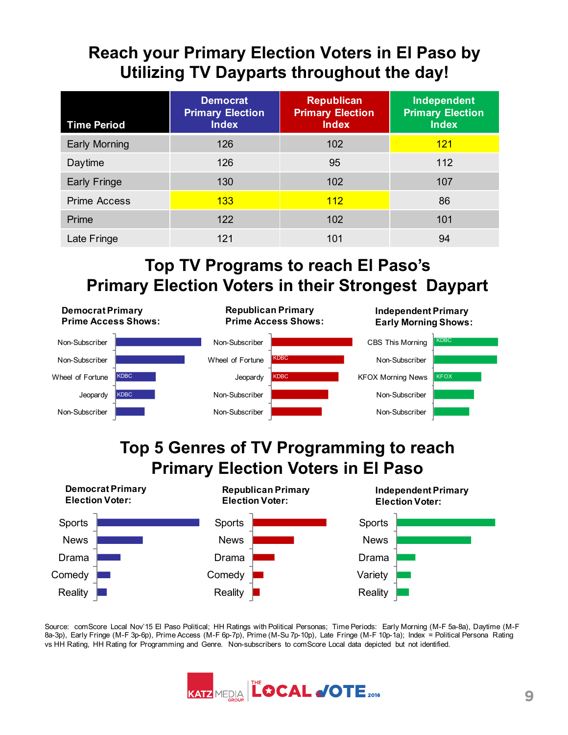# Reach your Primary Election Voters in El Paso by Utilizing TV Dayparts throughout the day!

| Time Period | Democrat Primary Election Index | Republican Primary Election Index | Independent Primary Election Index |
|---|---|---|---|
| Early Morning | 126 | 102 | 121 |
| Daytime | 126 | 95 | 112 |
| Early Fringe | 130 | 102 | 107 |
| Prime Access | 133 | 112 | 86 |
| Prime | 122 | 102 | 101 |
| Late Fringe | 121 | 101 | 94 |

# Top TV Programs to reach El Paso's Primary Election Voters in their Strongest Daypart

**Democrat Primary Prime Access Shows:**

Non-Subscriber
Non-Subscriber
Wheel of Fortune KDBC
Jeopardy KDBC
Non-Subscriber

**Republican Primary Prime Access Shows:**

Non-Subscriber
Wheel of Fortune KDBC
Jeopardy KDBC
Non-Subscriber
Non-Subscriber

**Independent Primary Early Morning Shows:**

CBS This Morning KDBC
Non-Subscriber
KFOX Morning News KFOX
Non-Subscriber
Non-Subscriber

# Top 5 Genres of TV Programming to reach Primary Election Voters in El Paso

**Democrat Primary Election Voter:**

Sports
News
Drama
Comedy
Reality

**Republican Primary Election Voter:**

Sports
News
Drama
Comedy
Reality

**Independent Primary Election Voter:**

Sports
News
Drama
Variety
Reality

Source: comScore Local Nov'15 El Paso Political; HH Ratings with Political Personas; Time Periods: Early Morning (M-F 5a-8a), Daytime (M-F 8a-3p), Early Fringe (M-F 3p-6p), Prime Access (M-F 6p-7p), Prime (M-Su 7p-10p), Late Fringe (M-F 10p-1a); Index = Political Persona Rating vs HH Rating, HH Rating for Programming and Genre. Non-subscribers to comScore Local data depicted but not identified.

KATZ MEDIA GROUP | THE LOCAL VOTE 2016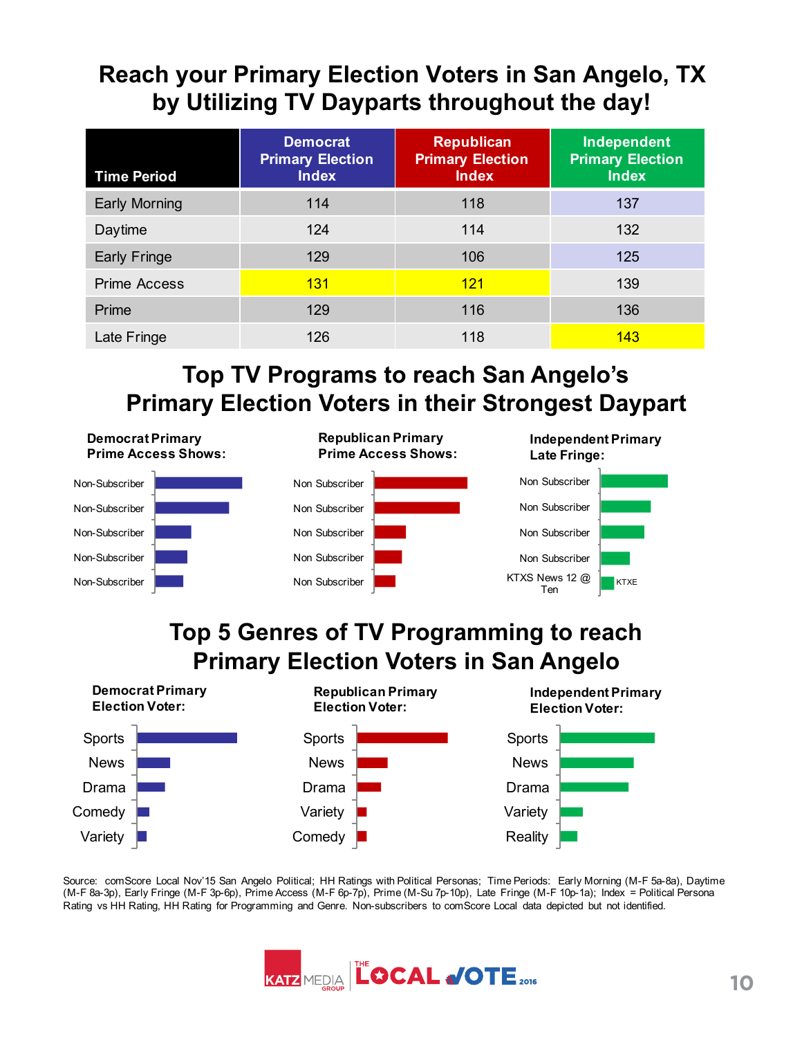# Reach your Primary Election Voters in San Angelo, TX by Utilizing TV Dayparts throughout the day!

| Time Period | Democrat Primary Election Index | Republican Primary Election Index | Independent Primary Election Index |
|---|---|---|---|
| Early Morning | 114 | 118 | 137 |
| Daytime | 124 | 114 | 132 |
| Early Fringe | 129 | 106 | 125 |
| Prime Access | 131 | 121 | 139 |
| Prime | 129 | 116 | 136 |
| Late Fringe | 126 | 118 | 143 |

# Top TV Programs to reach San Angelo's Primary Election Voters in their Strongest Daypart

**Democrat Primary Prime Access Shows:**

Non-Subscriber
Non-Subscriber
Non-Subscriber
Non-Subscriber
Non-Subscriber

**Republican Primary Prime Access Shows:**

Non Subscriber
Non Subscriber
Non Subscriber
Non Subscriber
Non Subscriber

**Independent Primary Late Fringe:**

Non Subscriber
Non Subscriber
Non Subscriber
Non Subscriber
KTXS News 12 @ Ten
KTXE

# Top 5 Genres of TV Programming to reach Primary Election Voters in San Angelo

**Democrat Primary Election Voter:**

Sports
News
Drama
Comedy
Variety

**Republican Primary Election Voter:**

Sports
News
Drama
Variety
Comedy

**Independent Primary Election Voter:**

Sports
News
Drama
Variety
Reality

Source: comScore Local Nov'15 San Angelo Political; HH Ratings with Political Personas; Time Periods: Early Morning (M-F 5a-8a), Daytime (M-F 8a-3p), Early Fringe (M-F 3p-6p), Prime Access (M-F 6p-7p), Prime (M-Su 7p-10p), Late Fringe (M-F 10p-1a); Index = Political Persona Rating vs HH Rating, HH Rating for Programming and Genre. Non-subscribers to comScore Local data depicted but not identified.

KATZ MEDIA GROUP | THE LOCAL VOTE 2016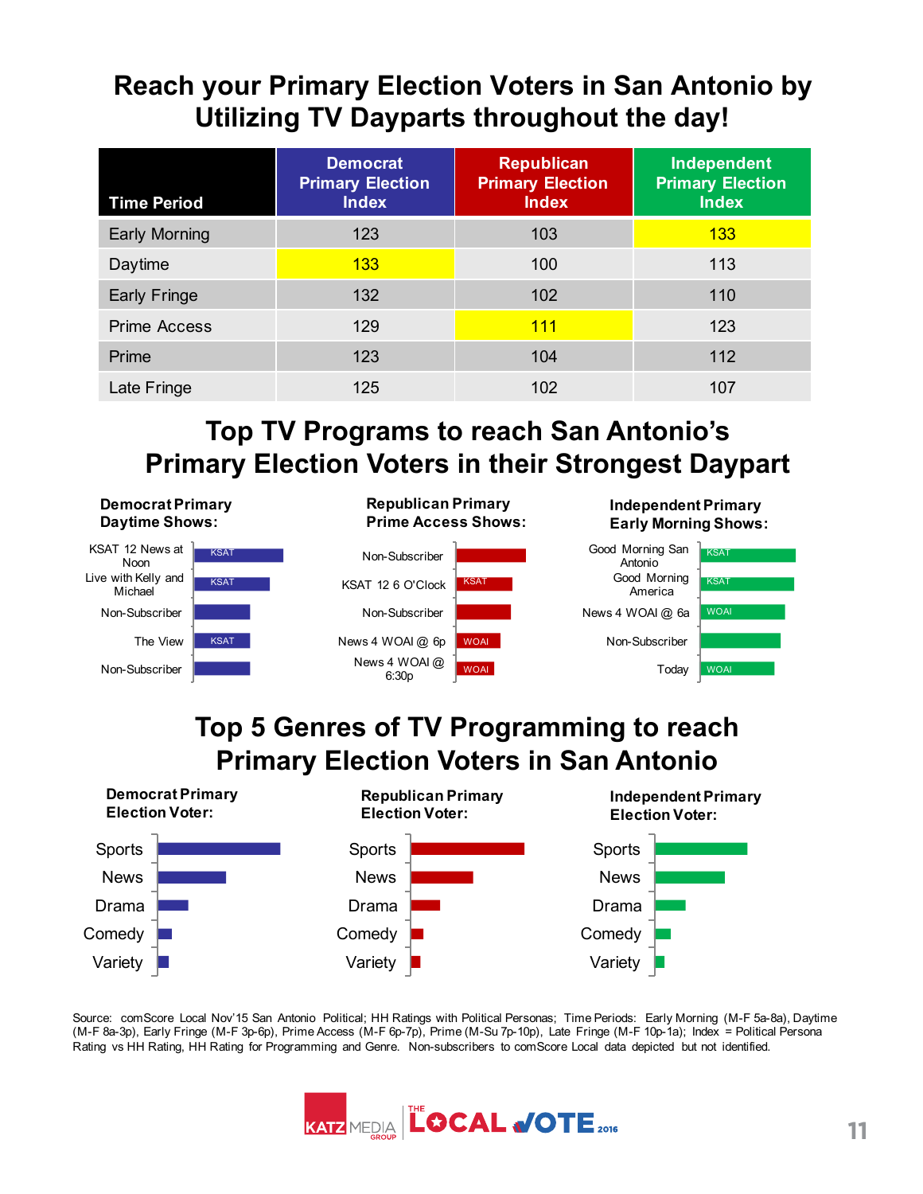# Reach your Primary Election Voters in San Antonio by Utilizing TV Dayparts throughout the day!

| Time Period | Democrat Primary Election Index | Republican Primary Election Index | Independent Primary Election Index |
|---|---|---|---|
| Early Morning | 123 | 103 | 133 |
| Daytime | 133 | 100 | 113 |
| Early Fringe | 132 | 102 | 110 |
| Prime Access | 129 | 111 | 123 |
| Prime | 123 | 104 | 112 |
| Late Fringe | 125 | 102 | 107 |

# Top TV Programs to reach San Antonio's Primary Election Voters in their Strongest Daypart

**Democrat Primary Daytime Shows:**

KSAT 12 News at Noon — KSAT
Live with Kelly and Michael — KSAT
Non-Subscriber
The View — KSAT
Non-Subscriber

**Republican Primary Prime Access Shows:**

Non-Subscriber
KSAT 12 6 O'Clock — KSAT
Non-Subscriber
News 4 WOAI @ 6p — WOAI
News 4 WOAI @ 6:30p — WOAI

**Independent Primary Early Morning Shows:**

Good Morning San Antonio — KSAT
Good Morning America — KSAT
News 4 WOAI @ 6a — WOAI
Non-Subscriber
Today — WOAI

# Top 5 Genres of TV Programming to reach Primary Election Voters in San Antonio

**Democrat Primary Election Voter:**

Sports
News
Drama
Comedy
Variety

**Republican Primary Election Voter:**

Sports
News
Drama
Comedy
Variety

**Independent Primary Election Voter:**

Sports
News
Drama
Comedy
Variety

Source: comScore Local Nov'15 San Antonio Political; HH Ratings with Political Personas; Time Periods: Early Morning (M-F 5a-8a), Daytime (M-F 8a-3p), Early Fringe (M-F 3p-6p), Prime Access (M-F 6p-7p), Prime (M-Su 7p-10p), Late Fringe (M-F 10p-1a); Index = Political Persona Rating vs HH Rating, HH Rating for Programming and Genre. Non-subscribers to comScore Local data depicted but not identified.

KATZ MEDIA GROUP | THE LOCAL VOTE 2016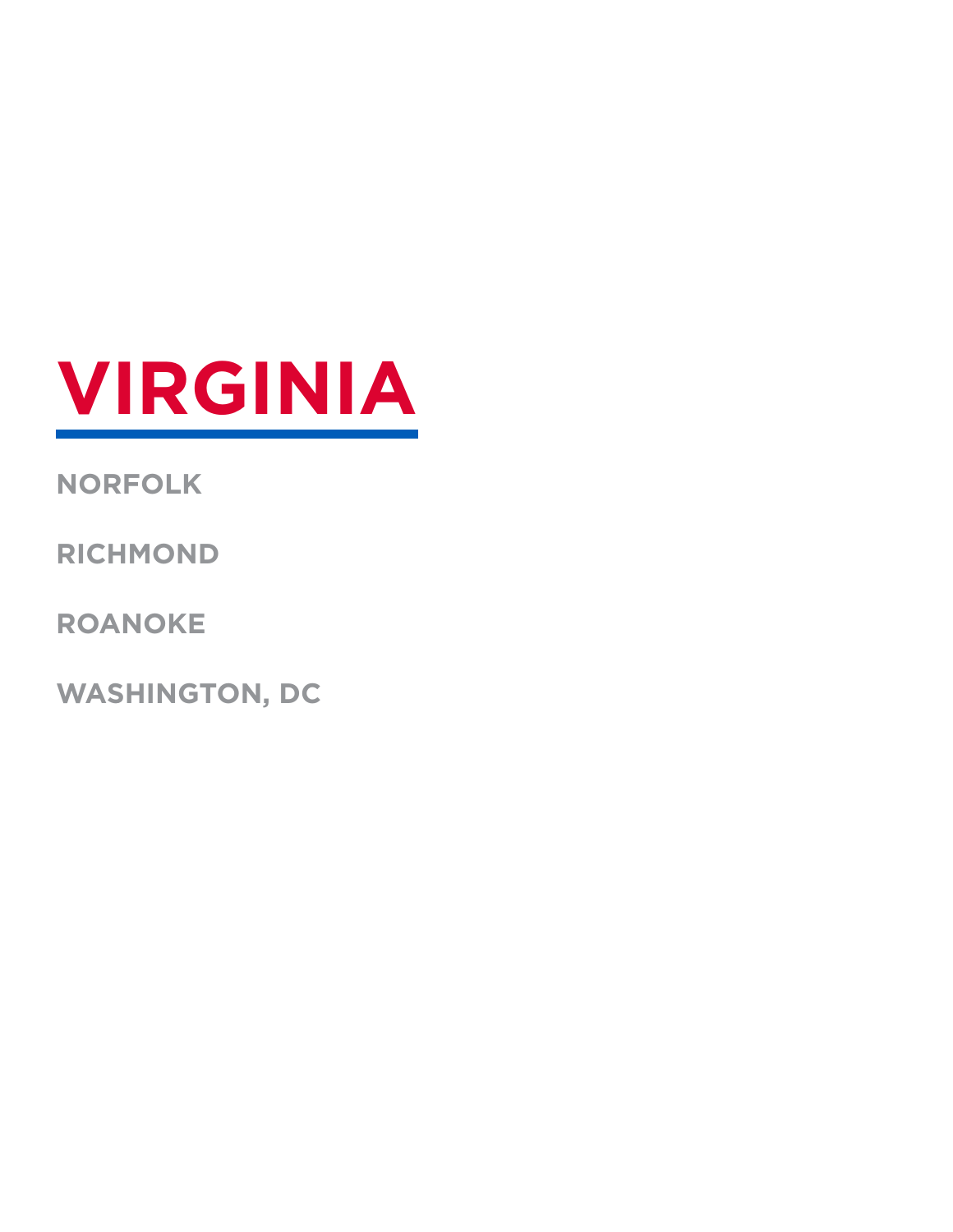# VIRGINIA

NORFOLK

RICHMOND

ROANOKE

WASHINGTON, DC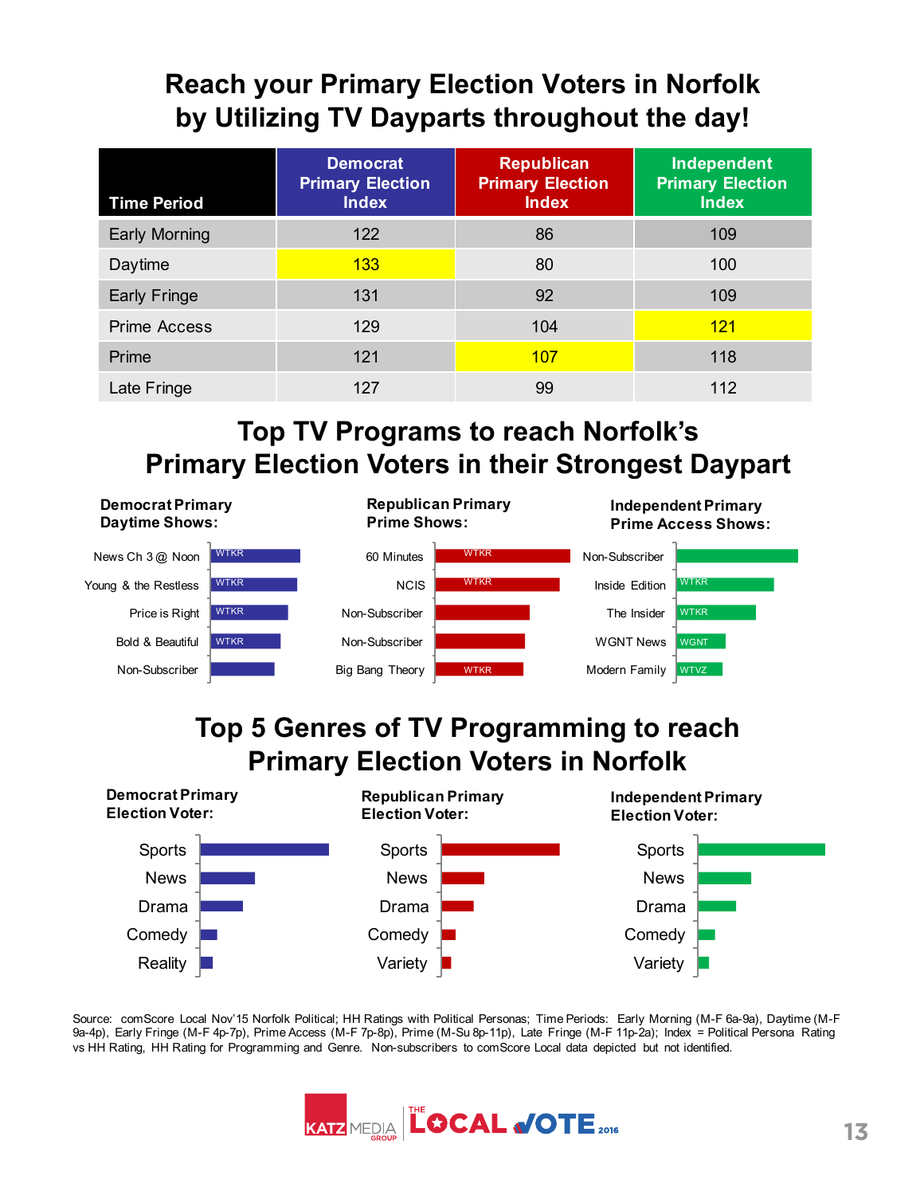# Reach your Primary Election Voters in Norfolk by Utilizing TV Dayparts throughout the day!

| Time Period | Democrat Primary Election Index | Republican Primary Election Index | Independent Primary Election Index |
|---|---|---|---|
| Early Morning | 122 | 86 | 109 |
| Daytime | 133 | 80 | 100 |
| Early Fringe | 131 | 92 | 109 |
| Prime Access | 129 | 104 | 121 |
| Prime | 121 | 107 | 118 |
| Late Fringe | 127 | 99 | 112 |

# Top TV Programs to reach Norfolk's Primary Election Voters in their Strongest Daypart

**Democrat Primary Daytime Shows:**

News Ch 3 @ Noon — WTKR
Young & the Restless — WTKR
Price is Right — WTKR
Bold & Beautiful — WTKR
Non-Subscriber

**Republican Primary Prime Shows:**

60 Minutes — WTKR
NCIS — WTKR
Non-Subscriber
Non-Subscriber
Big Bang Theory — WTKR

**Independent Primary Prime Access Shows:**

Non-Subscriber
Inside Edition — WTKR
The Insider — WTKR
WGNT News — WGNT
Modern Family — WTVZ

# Top 5 Genres of TV Programming to reach Primary Election Voters in Norfolk

**Democrat Primary Election Voter:**

Sports
News
Drama
Comedy
Reality

**Republican Primary Election Voter:**

Sports
News
Drama
Comedy
Variety

**Independent Primary Election Voter:**

Sports
News
Drama
Comedy
Variety

Source: comScore Local Nov'15 Norfolk Political; HH Ratings with Political Personas; Time Periods: Early Morning (M-F 6a-9a), Daytime (M-F 9a-4p), Early Fringe (M-F 4p-7p), Prime Access (M-F 7p-8p), Prime (M-Su 8p-11p), Late Fringe (M-F 11p-2a); Index = Political Persona Rating vs HH Rating, HH Rating for Programming and Genre. Non-subscribers to comScore Local data depicted but not identified.

KATZ MEDIA GROUP | THE LOCAL VOTE 2016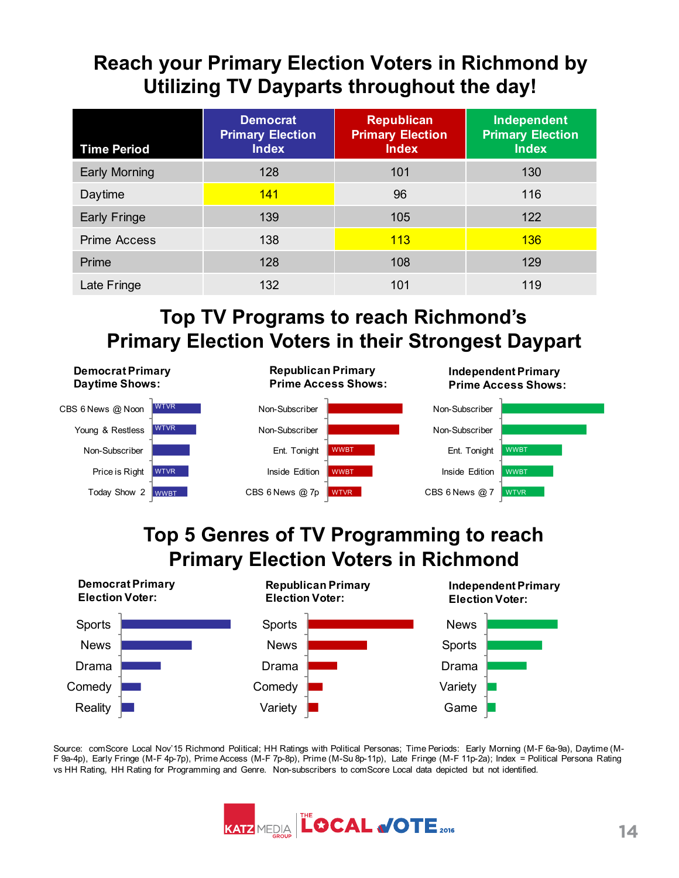# Reach your Primary Election Voters in Richmond by Utilizing TV Dayparts throughout the day!

| Time Period | Democrat Primary Election Index | Republican Primary Election Index | Independent Primary Election Index |
|---|---|---|---|
| Early Morning | 128 | 101 | 130 |
| Daytime | 141 | 96 | 116 |
| Early Fringe | 139 | 105 | 122 |
| Prime Access | 138 | 113 | 136 |
| Prime | 128 | 108 | 129 |
| Late Fringe | 132 | 101 | 119 |

## Top TV Programs to reach Richmond's Primary Election Voters in their Strongest Daypart

**Democrat Primary Daytime Shows:**

CBS 6 News @ Noon WTVR
Young & Restless WTVR
Non-Subscriber
Price is Right WTVR
Today Show 2 WWBT

**Republican Primary Prime Access Shows:**

Non-Subscriber
Non-Subscriber
Ent. Tonight WWBT
Inside Edition WWBT
CBS 6 News @ 7p WTVR

**Independent Primary Prime Access Shows:**

Non-Subscriber
Non-Subscriber
Ent. Tonight WWBT
Inside Edition WWBT
CBS 6 News @ 7 WTVR

## Top 5 Genres of TV Programming to reach Primary Election Voters in Richmond

**Democrat Primary Election Voter:**

Sports
News
Drama
Comedy
Reality

**Republican Primary Election Voter:**

Sports
News
Drama
Comedy
Variety

**Independent Primary Election Voter:**

News
Sports
Drama
Variety
Game

Source: comScore Local Nov'15 Richmond Political; HH Ratings with Political Personas; Time Periods: Early Morning (M-F 6a-9a), Daytime (M-F 9a-4p), Early Fringe (M-F 4p-7p), Prime Access (M-F 7p-8p), Prime (M-Su 8p-11p), Late Fringe (M-F 11p-2a); Index = Political Persona Rating vs HH Rating, HH Rating for Programming and Genre. Non-subscribers to comScore Local data depicted but not identified.

KATZ MEDIA GROUP | THE LOCAL VOTE 2016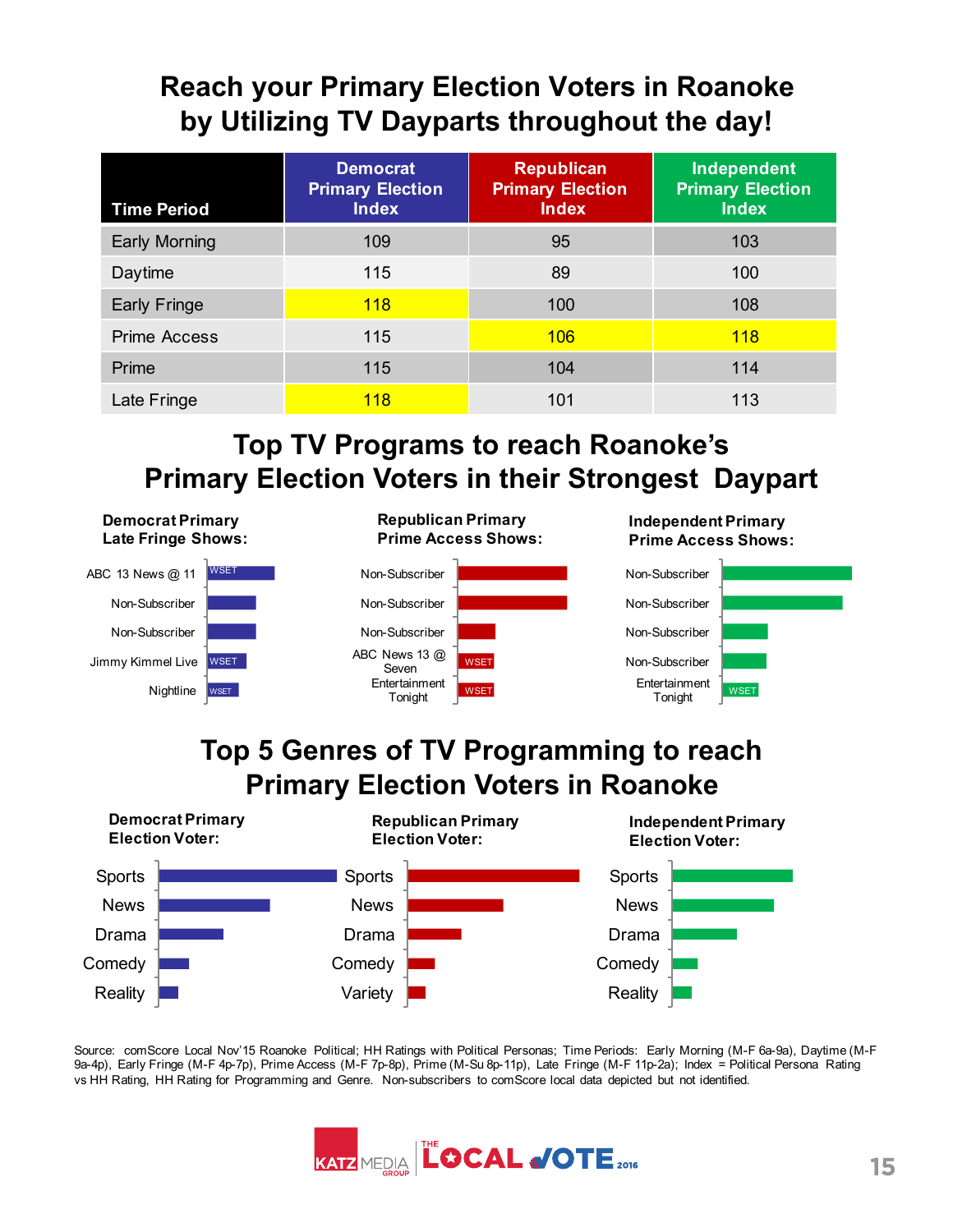# Reach your Primary Election Voters in Roanoke by Utilizing TV Dayparts throughout the day!

| Time Period | Democrat Primary Election Index | Republican Primary Election Index | Independent Primary Election Index |
|---|---|---|---|
| Early Morning | 109 | 95 | 103 |
| Daytime | 115 | 89 | 100 |
| Early Fringe | 118 | 100 | 108 |
| Prime Access | 115 | 106 | 118 |
| Prime | 115 | 104 | 114 |
| Late Fringe | 118 | 101 | 113 |

# Top TV Programs to reach Roanoke's Primary Election Voters in their Strongest Daypart

**Democrat Primary Late Fringe Shows:**

ABC 13 News @ 11 WSET
Non-Subscriber
Non-Subscriber
Jimmy Kimmel Live WSET
Nightline WSET

**Republican Primary Prime Access Shows:**

Non-Subscriber
Non-Subscriber
Non-Subscriber
ABC News 13 @ Seven WSET
Entertainment Tonight WSET

**Independent Primary Prime Access Shows:**

Non-Subscriber
Non-Subscriber
Non-Subscriber
Non-Subscriber
Entertainment Tonight WSET

# Top 5 Genres of TV Programming to reach Primary Election Voters in Roanoke

**Democrat Primary Election Voter:**

Sports
News
Drama
Comedy
Reality

**Republican Primary Election Voter:**

Sports
News
Drama
Comedy
Variety

**Independent Primary Election Voter:**

Sports
News
Drama
Comedy
Reality

Source: comScore Local Nov'15 Roanoke Political; HH Ratings with Political Personas; Time Periods: Early Morning (M-F 6a-9a), Daytime (M-F 9a-4p), Early Fringe (M-F 4p-7p), Prime Access (M-F 7p-8p), Prime (M-Su 8p-11p), Late Fringe (M-F 11p-2a); Index = Political Persona Rating vs HH Rating, HH Rating for Programming and Genre. Non-subscribers to comScore local data depicted but not identified.

KATZ MEDIA GROUP | THE LOCAL VOTE 2016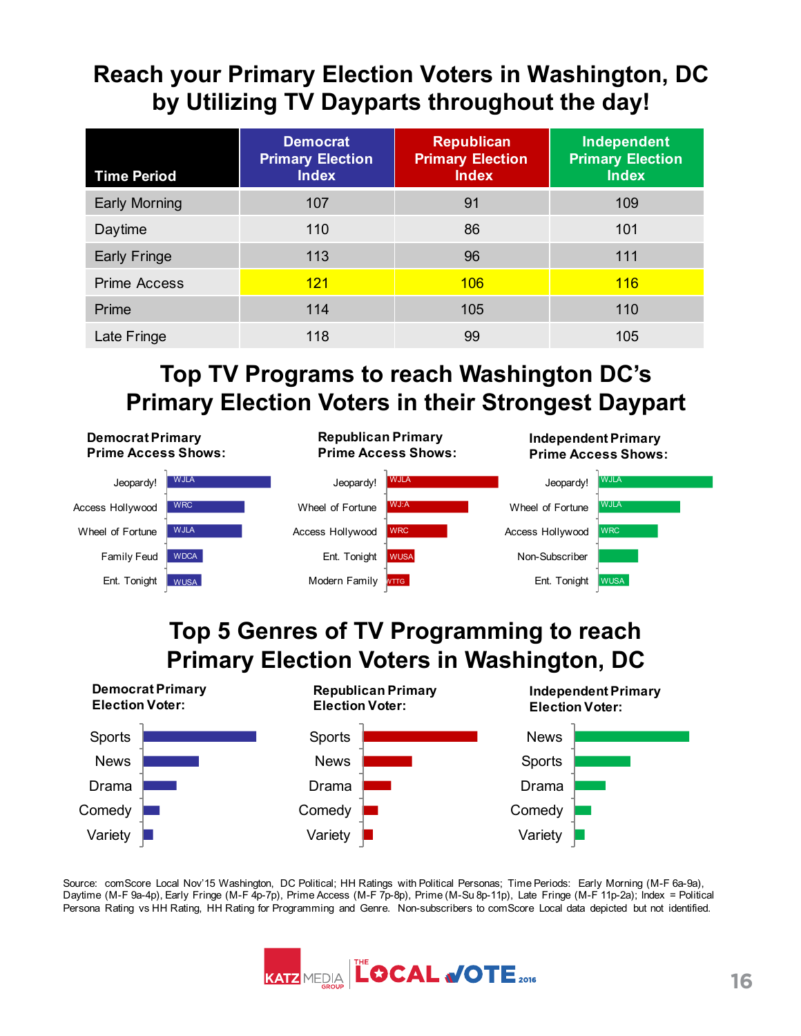# Reach your Primary Election Voters in Washington, DC by Utilizing TV Dayparts throughout the day!

| Time Period | Democrat Primary Election Index | Republican Primary Election Index | Independent Primary Election Index |
|---|---|---|---|
| Early Morning | 107 | 91 | 109 |
| Daytime | 110 | 86 | 101 |
| Early Fringe | 113 | 96 | 111 |
| Prime Access | 121 | 106 | 116 |
| Prime | 114 | 105 | 110 |
| Late Fringe | 118 | 99 | 105 |

# Top TV Programs to reach Washington DC's Primary Election Voters in their Strongest Daypart

**Democrat Primary Prime Access Shows:**

Jeopardy! WJLA
Access Hollywood WRC
Wheel of Fortune WJLA
Family Feud WDCA
Ent. Tonight WUSA

**Republican Primary Prime Access Shows:**

Jeopardy! WJLA
Wheel of Fortune WJLA
Access Hollywood WRC
Ent. Tonight WUSA
Modern Family WTTG

**Independent Primary Prime Access Shows:**

Jeopardy! WJLA
Wheel of Fortune WJLA
Access Hollywood WRC
Non-Subscriber
Ent. Tonight WUSA

# Top 5 Genres of TV Programming to reach Primary Election Voters in Washington, DC

**Democrat Primary Election Voter:**

Sports
News
Drama
Comedy
Variety

**Republican Primary Election Voter:**

Sports
News
Drama
Comedy
Variety

**Independent Primary Election Voter:**

News
Sports
Drama
Comedy
Variety

Source: comScore Local Nov'15 Washington, DC Political; HH Ratings with Political Personas; Time Periods: Early Morning (M-F 6a-9a), Daytime (M-F 9a-4p), Early Fringe (M-F 4p-7p), Prime Access (M-F 7p-8p), Prime (M-Su 8p-11p), Late Fringe (M-F 11p-2a); Index = Political Persona Rating vs HH Rating, HH Rating for Programming and Genre. Non-subscribers to comScore Local data depicted but not identified.

KATZ MEDIA GROUP | THE LOCAL VOTE 2016